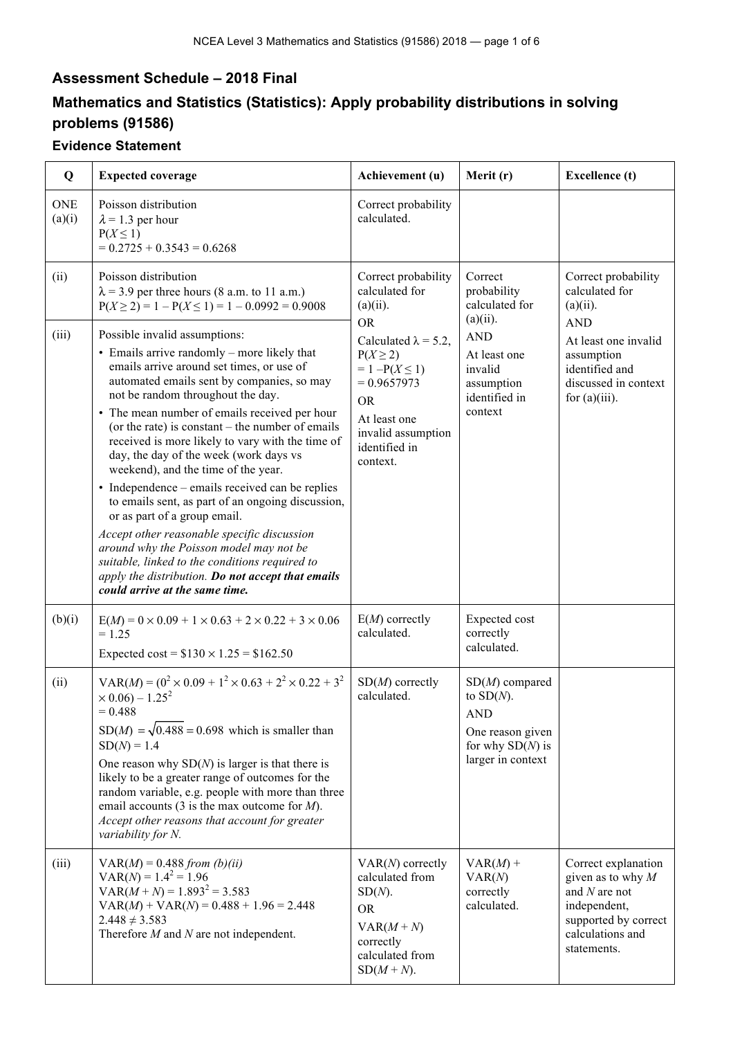## Assessment Schedule – 2018 Final

## Mathematics and Statistics (Statistics): Apply probability distributions in solving problems (91586)

### Evidence Statement

| Q | Expected coverage | Achievement (u) | Merit (r) | Excellence (t) |
|---|---|---|---|---|
| ONE (a)(i) | Poisson distribution<br>$\lambda = 1.3$ per hour<br>$P(X \le 1)$<br>$= 0.2725 + 0.3543 = 0.6268$ | Correct probability calculated. | | |
| (ii) | Poisson distribution<br>$\lambda = 3.9$ per three hours (8 a.m. to 11 a.m.)<br>$P(X \ge 2) = 1 - P(X \le 1) = 1 - 0.0992 = 0.9008$ | Correct probability calculated for (a)(ii).<br>OR<br>Calculated $\lambda = 5.2$, $P(X \ge 2)$ $= 1 - P(X \le 1)$ $= 0.9657973$<br>OR<br>At least one invalid assumption identified in context. | Correct probability calculated for (a)(ii).<br>AND<br>At least one invalid assumption identified in context | Correct probability calculated for (a)(ii).<br>AND<br>At least one invalid assumption identified and discussed in context for (a)(iii). |
| (iii) | Possible invalid assumptions:<br>• Emails arrive randomly – more likely that emails arrive around set times, or use of automated emails sent by companies, so may not be random throughout the day.<br>• The mean number of emails received per hour (or the rate) is constant – the number of emails received is more likely to vary with the time of day, the day of the week (work days vs weekend), and the time of the year.<br>• Independence – emails received can be replies to emails sent, as part of an ongoing discussion, or as part of a group email.<br>*Accept other reasonable specific discussion around why the Poisson model may not be suitable, linked to the conditions required to apply the distribution.* ***Do not accept that emails could arrive at the same time.*** | | | |
| (b)(i) | $E(M) = 0 \times 0.09 + 1 \times 0.63 + 2 \times 0.22 + 3 \times 0.06 = 1.25$<br>Expected cost = \$130 × 1.25 = \$162.50 | $E(M)$ correctly calculated. | Expected cost correctly calculated. | |
| (ii) | $VAR(M) = (0^2 \times 0.09 + 1^2 \times 0.63 + 2^2 \times 0.22 + 3^2 \times 0.06) - 1.25^2$<br>$= 0.488$<br>$SD(M) = \sqrt{0.488} = 0.698$ which is smaller than $SD(N) = 1.4$<br>One reason why $SD(N)$ is larger is that there is likely to be a greater range of outcomes for the random variable, e.g. people with more than three email accounts (3 is the max outcome for $M$).<br>*Accept other reasons that account for greater variability for N.* | $SD(M)$ correctly calculated. | $SD(M)$ compared to $SD(N)$.<br>AND<br>One reason given for why $SD(N)$ is larger in context | |
| (iii) | $VAR(M) = 0.488$ *from (b)(ii)*<br>$VAR(N) = 1.4^2 = 1.96$<br>$VAR(M + N) = 1.893^2 = 3.583$<br>$VAR(M) + VAR(N) = 0.488 + 1.96 = 2.448$<br>$2.448 \ne 3.583$<br>Therefore $M$ and $N$ are not independent. | $VAR(N)$ correctly calculated from $SD(N)$.<br>OR<br>$VAR(M + N)$ correctly calculated from $SD(M + N)$. | $VAR(M) + VAR(N)$ correctly calculated. | Correct explanation given as to why $M$ and $N$ are not independent, supported by correct calculations and statements. |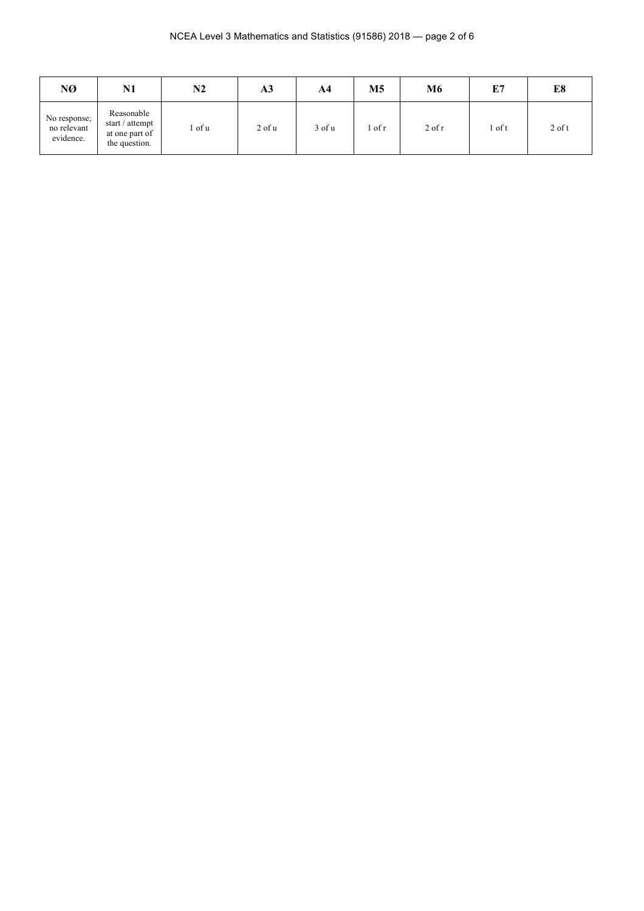| NØ | N1 | N2 | A3 | A4 | M5 | M6 | E7 | E8 |
|---|---|---|---|---|---|---|---|---|
| No response; no relevant evidence. | Reasonable start / attempt at one part of the question. | 1 of u | 2 of u | 3 of u | 1 of r | 2 of r | 1 of t | 2 of t |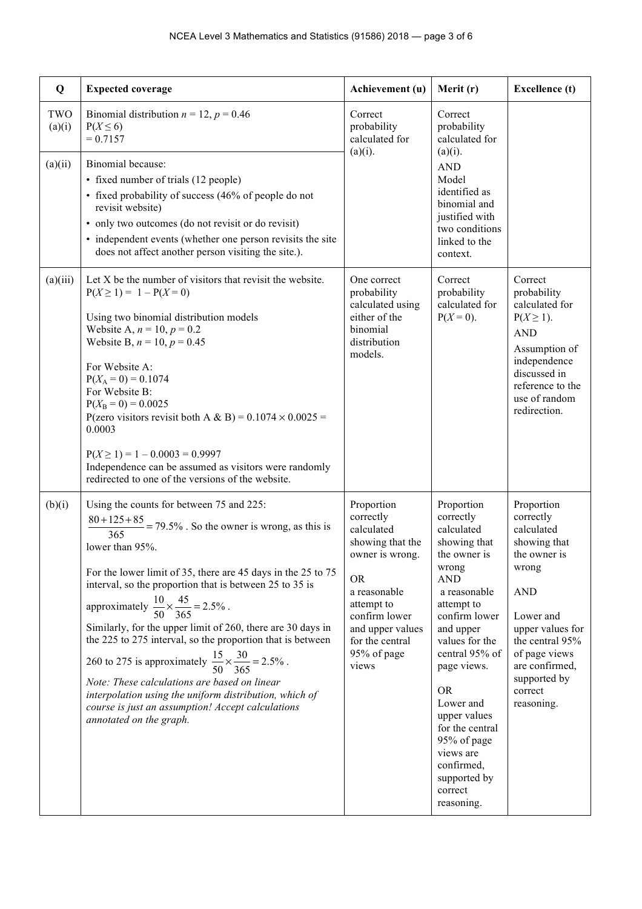| Q | Expected coverage | Achievement (u) | Merit (r) | Excellence (t) |
|---|---|---|---|---|
| TWO (a)(i) | Binomial distribution $n = 12$, $p = 0.46$<br>$P(X \leq 6)$<br>$= 0.7157$ | Correct probability calculated for (a)(i). | Correct probability calculated for (a)(i).<br>AND<br>Model identified as binomial and justified with two conditions linked to the context. | |
| (a)(ii) | Binomial because:<br>• fixed number of trials (12 people)<br>• fixed probability of success (46% of people do not revisit website)<br>• only two outcomes (do not revisit or do revisit)<br>• independent events (whether one person revisits the site does not affect another person visiting the site.). | | | |
| (a)(iii) | Let X be the number of visitors that revisit the website.<br>$P(X \geq 1) = 1 - P(X = 0)$<br><br>Using two binomial distribution models<br>Website A, $n = 10$, $p = 0.2$<br>Website B, $n = 10$, $p = 0.45$<br><br>For Website A:<br>$P(X_A = 0) = 0.1074$<br>For Website B:<br>$P(X_B = 0) = 0.0025$<br>P(zero visitors revisit both A & B) $= 0.1074 \times 0.0025 = 0.0003$<br><br>$P(X \geq 1) = 1 - 0.0003 = 0.9997$<br>Independence can be assumed as visitors were randomly redirected to one of the versions of the website. | One correct probability calculated using either of the binomial distribution models. | Correct probability calculated for $P(X = 0)$. | Correct probability calculated for $P(X \geq 1)$.<br>AND<br>Assumption of independence discussed in reference to the use of random redirection. |
| (b)(i) | Using the counts for between 75 and 225:<br>$\frac{80+125+85}{365} = 79.5\%$. So the owner is wrong, as this is lower than 95%.<br><br>For the lower limit of 35, there are 45 days in the 25 to 75 interval, so the proportion that is between 25 to 35 is approximately $\frac{10}{50} \times \frac{45}{365} = 2.5\%$.<br>Similarly, for the upper limit of 260, there are 30 days in the 225 to 275 interval, so the proportion that is between 260 to 275 is approximately $\frac{15}{50} \times \frac{30}{365} = 2.5\%$.<br>*Note: These calculations are based on linear interpolation using the uniform distribution, which of course is just an assumption! Accept calculations annotated on the graph.* | Proportion correctly calculated showing that the owner is wrong.<br><br>OR<br>a reasonable attempt to confirm lower and upper values for the central 95% of page views | Proportion correctly calculated showing that the owner is wrong<br>AND<br>a reasonable attempt to confirm lower and upper values for the central 95% of page views.<br><br>OR<br>Lower and upper values for the central 95% of page views are confirmed, supported by correct reasoning. | Proportion correctly calculated showing that the owner is wrong<br><br>AND<br><br>Lower and upper values for the central 95% of page views are confirmed, supported by correct reasoning. |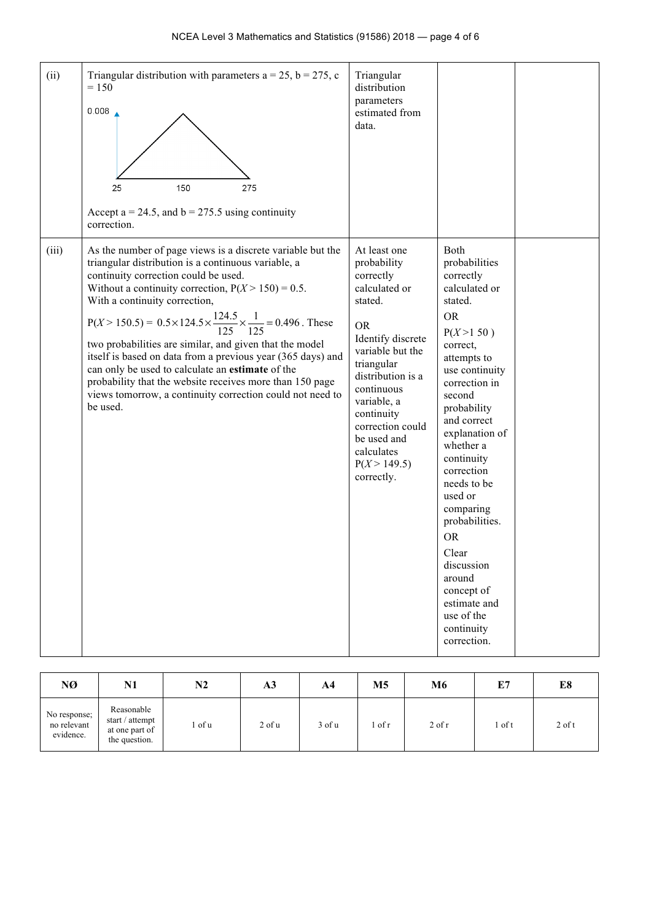| | | | | |
|---|---|---|---|---|
| (ii) | Triangular distribution with parameters a = 25, b = 275, c = 150<br><br>0.008<br><br>25 150 275<br><br>Accept a = 24.5, and b = 275.5 using continuity correction. | Triangular distribution parameters estimated from data. | | |
| (iii) | As the number of page views is a discrete variable but the triangular distribution is a continuous variable, a continuity correction could be used.<br>Without a continuity correction, $P(X > 150) = 0.5$.<br>With a continuity correction,<br>$P(X > 150.5) = 0.5 \times 124.5 \times \frac{124.5}{125} \times \frac{1}{125} = 0.496$. These two probabilities are similar, and given that the model itself is based on data from a previous year (365 days) and can only be used to calculate an **estimate** of the probability that the website receives more than 150 page views tomorrow, a continuity correction could not need to be used. | At least one probability correctly calculated or stated.<br><br>OR<br>Identify discrete variable but the triangular distribution is a continuous variable, a continuity correction could be used and calculates $P(X > 149.5)$ correctly. | Both probabilities correctly calculated or stated.<br>OR<br>$P(X > 150)$ correct, attempts to use continuity correction in second probability and correct explanation of whether a continuity correction needs to be used or comparing probabilities.<br>OR<br>Clear discussion around concept of estimate and use of the continuity correction. | |

| NØ | N1 | N2 | A3 | A4 | M5 | M6 | E7 | E8 |
|---|---|---|---|---|---|---|---|---|
| No response; no relevant evidence. | Reasonable start / attempt at one part of the question. | 1 of u | 2 of u | 3 of u | 1 of r | 2 of r | 1 of t | 2 of t |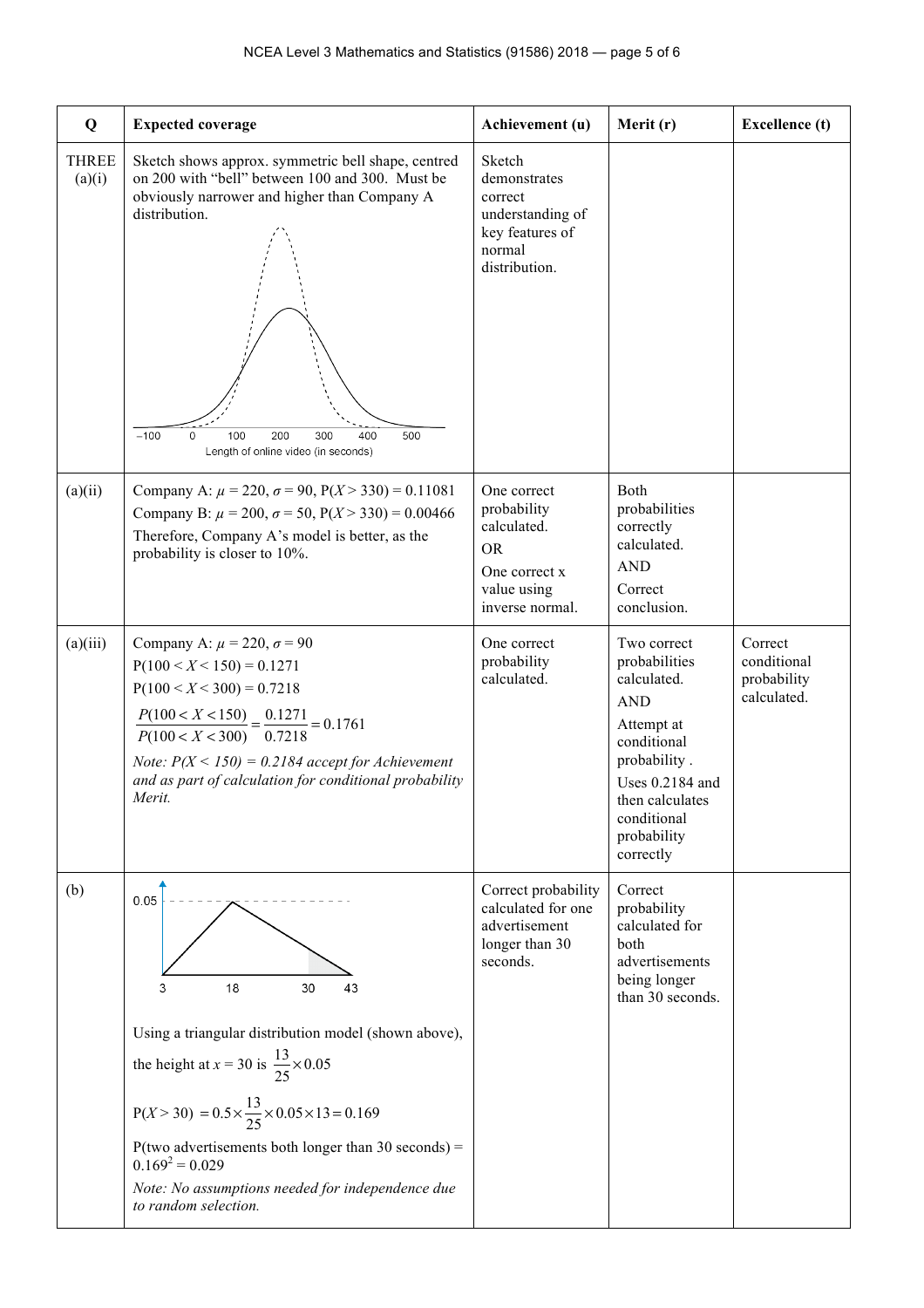| Q | Expected coverage | Achievement (u) | Merit (r) | Excellence (t) |
|---|---|---|---|---|
| THREE (a)(i) | Sketch shows approx. symmetric bell shape, centred on 200 with "bell" between 100 and 300. Must be obviously narrower and higher than Company A distribution. <br> –100 0 100 200 300 400 500 <br> Length of online video (in seconds) | Sketch demonstrates correct understanding of key features of normal distribution. | | |
| (a)(ii) | Company A: $\mu = 220$, $\sigma = 90$, $P(X > 330) = 0.11081$ <br> Company B: $\mu = 200$, $\sigma = 50$, $P(X > 330) = 0.00466$ <br> Therefore, Company A's model is better, as the probability is closer to 10%. | One correct probability calculated. <br> OR <br> One correct x value using inverse normal. | Both probabilities correctly calculated. <br> AND <br> Correct conclusion. | |
| (a)(iii) | Company A: $\mu = 220$, $\sigma = 90$ <br> $P(100 < X < 150) = 0.1271$ <br> $P(100 < X < 300) = 0.7218$ <br> $\frac{P(100 < X < 150)}{P(100 < X < 300)} = \frac{0.1271}{0.7218} = 0.1761$ <br> *Note: $P(X < 150) = 0.2184$ accept for Achievement and as part of calculation for conditional probability Merit.* | One correct probability calculated. | Two correct probabilities calculated. <br> AND <br> Attempt at conditional probability . <br> Uses 0.2184 and then calculates conditional probability correctly | Correct conditional probability calculated. |
| (b) | 0.05 <br> 3 18 30 43 <br> Using a triangular distribution model (shown above), the height at $x = 30$ is $\frac{13}{25} \times 0.05$ <br> $P(X > 30) = 0.5 \times \frac{13}{25} \times 0.05 \times 13 = 0.169$ <br> P(two advertisements both longer than 30 seconds) = $0.169^2 = 0.029$ <br> *Note: No assumptions needed for independence due to random selection.* | Correct probability calculated for one advertisement longer than 30 seconds. | Correct probability calculated for both advertisements being longer than 30 seconds. | |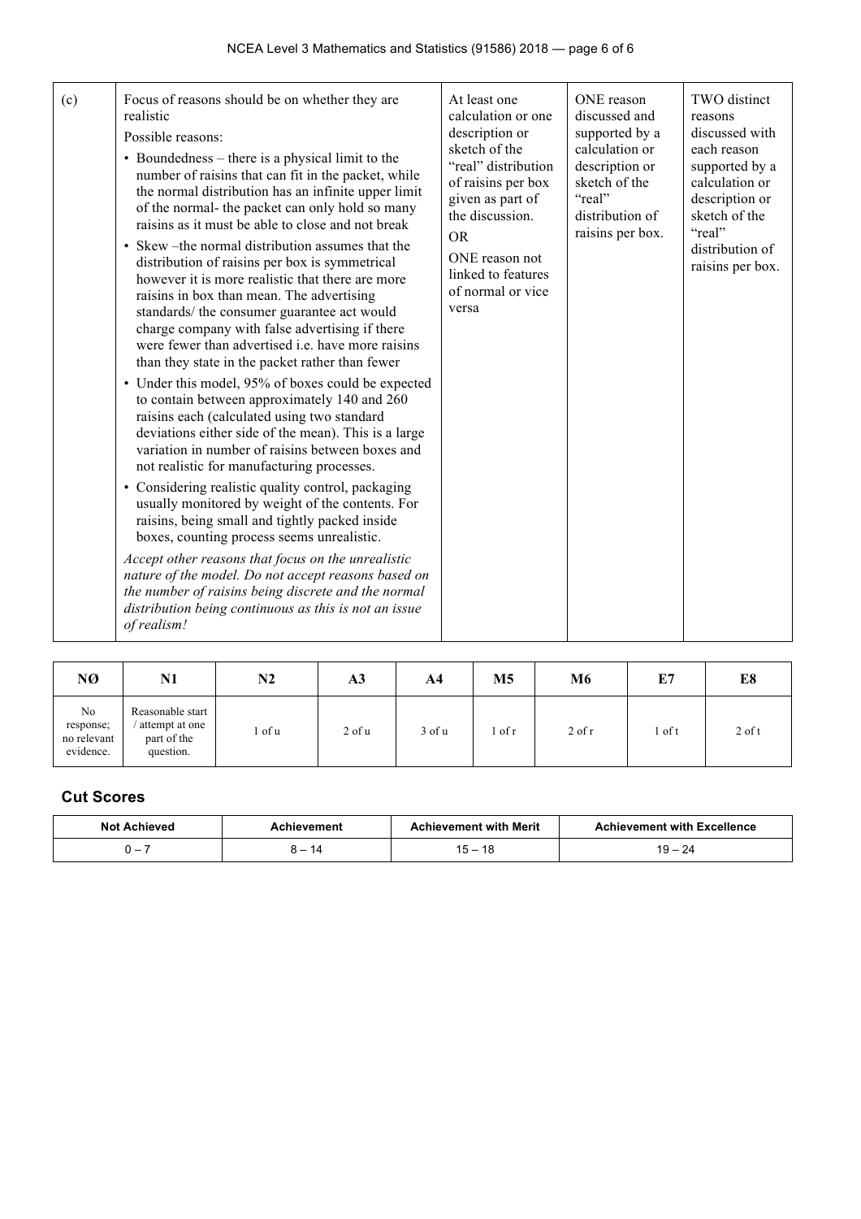| | | | | |
|---|---|---|---|---|
| (c) | Focus of reasons should be on whether they are realistic<br><br>Possible reasons:<br><br>• Boundedness – there is a physical limit to the number of raisins that can fit in the packet, while the normal distribution has an infinite upper limit of the normal- the packet can only hold so many raisins as it must be able to close and not break<br><br>• Skew –the normal distribution assumes that the distribution of raisins per box is symmetrical however it is more realistic that there are more raisins in box than mean. The advertising standards/ the consumer guarantee act would charge company with false advertising if there were fewer than advertised i.e. have more raisins than they state in the packet rather than fewer<br><br>• Under this model, 95% of boxes could be expected to contain between approximately 140 and 260 raisins each (calculated using two standard deviations either side of the mean). This is a large variation in number of raisins between boxes and not realistic for manufacturing processes.<br><br>• Considering realistic quality control, packaging usually monitored by weight of the contents. For raisins, being small and tightly packed inside boxes, counting process seems unrealistic.<br><br>*Accept other reasons that focus on the unrealistic nature of the model. Do not accept reasons based on the number of raisins being discrete and the normal distribution being continuous as this is not an issue of realism!* | At least one calculation or one description or sketch of the "real" distribution of raisins per box given as part of the discussion.<br><br>OR<br><br>ONE reason not linked to features of normal or vice versa | ONE reason discussed and supported by a calculation or description or sketch of the "real" distribution of raisins per box. | TWO distinct reasons discussed with each reason supported by a calculation or description or sketch of the "real" distribution of raisins per box. |

| NØ | N1 | N2 | A3 | A4 | M5 | M6 | E7 | E8 |
|---|---|---|---|---|---|---|---|---|
| No response; no relevant evidence. | Reasonable start / attempt at one part of the question. | 1 of u | 2 of u | 3 of u | 1 of r | 2 of r | 1 of t | 2 of t |

## Cut Scores

| Not Achieved | Achievement | Achievement with Merit | Achievement with Excellence |
|---|---|---|---|
| 0 – 7 | 8 – 14 | 15 – 18 | 19 – 24 |